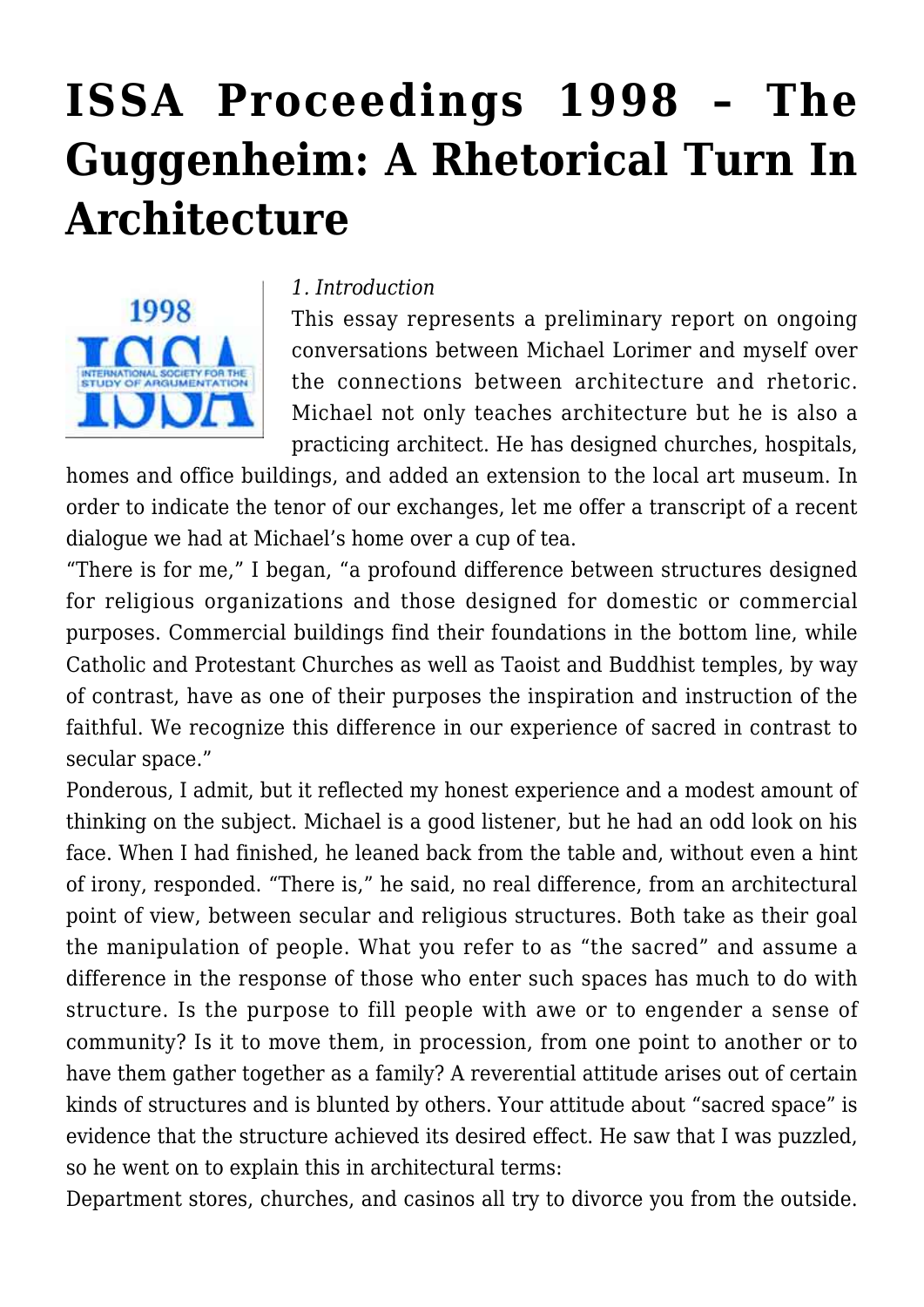# ISSA Proceedings 1998 – The Guggenheim: A Rhetorical Turn In Architecture

*1. Introduction*

This essay represents a preliminary report on ongoing conversations between Michael Lorimer and myself over the connections between architecture and rhetoric. Michael not only teaches architecture but he is also a practicing architect. He has designed churches, hospitals, homes and office buildings, and added an extension to the local art museum. In order to indicate the tenor of our exchanges, let me offer a transcript of a recent dialogue we had at Michael's home over a cup of tea.

"There is for me," I began, "a profound difference between structures designed for religious organizations and those designed for domestic or commercial purposes. Commercial buildings find their foundations in the bottom line, while Catholic and Protestant Churches as well as Taoist and Buddhist temples, by way of contrast, have as one of their purposes the inspiration and instruction of the faithful. We recognize this difference in our experience of sacred in contrast to secular space."

Ponderous, I admit, but it reflected my honest experience and a modest amount of thinking on the subject. Michael is a good listener, but he had an odd look on his face. When I had finished, he leaned back from the table and, without even a hint of irony, responded. "There is," he said, no real difference, from an architectural point of view, between secular and religious structures. Both take as their goal the manipulation of people. What you refer to as "the sacred" and assume a difference in the response of those who enter such spaces has much to do with structure. Is the purpose to fill people with awe or to engender a sense of community? Is it to move them, in procession, from one point to another or to have them gather together as a family? A reverential attitude arises out of certain kinds of structures and is blunted by others. Your attitude about "sacred space" is evidence that the structure achieved its desired effect. He saw that I was puzzled, so he went on to explain this in architectural terms:

Department stores, churches, and casinos all try to divorce you from the outside.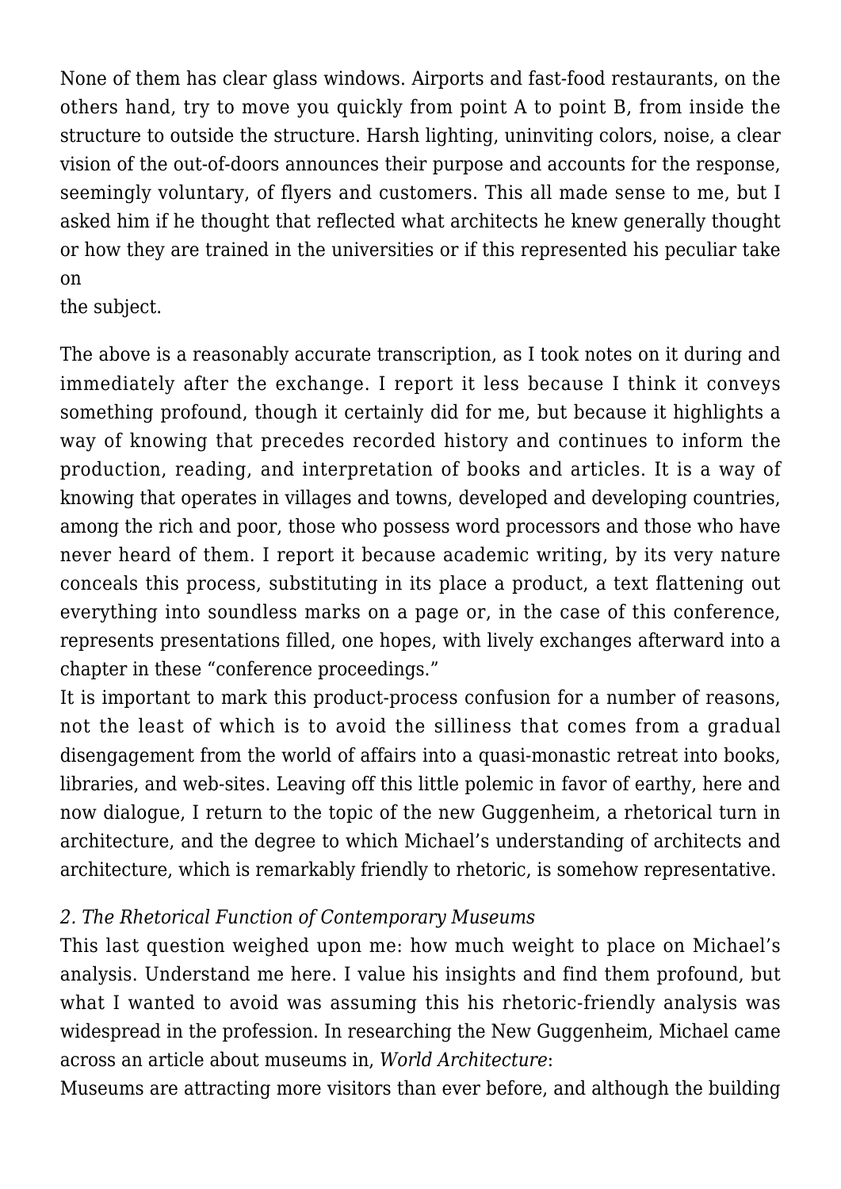None of them has clear glass windows. Airports and fast-food restaurants, on the others hand, try to move you quickly from point A to point B, from inside the structure to outside the structure. Harsh lighting, uninviting colors, noise, a clear vision of the out-of-doors announces their purpose and accounts for the response, seemingly voluntary, of flyers and customers. This all made sense to me, but I asked him if he thought that reflected what architects he knew generally thought or how they are trained in the universities or if this represented his peculiar take on the subject.

The above is a reasonably accurate transcription, as I took notes on it during and immediately after the exchange. I report it less because I think it conveys something profound, though it certainly did for me, but because it highlights a way of knowing that precedes recorded history and continues to inform the production, reading, and interpretation of books and articles. It is a way of knowing that operates in villages and towns, developed and developing countries, among the rich and poor, those who possess word processors and those who have never heard of them. I report it because academic writing, by its very nature conceals this process, substituting in its place a product, a text flattening out everything into soundless marks on a page or, in the case of this conference, represents presentations filled, one hopes, with lively exchanges afterward into a chapter in these "conference proceedings."

It is important to mark this product-process confusion for a number of reasons, not the least of which is to avoid the silliness that comes from a gradual disengagement from the world of affairs into a quasi-monastic retreat into books, libraries, and web-sites. Leaving off this little polemic in favor of earthy, here and now dialogue, I return to the topic of the new Guggenheim, a rhetorical turn in architecture, and the degree to which Michael's understanding of architects and architecture, which is remarkably friendly to rhetoric, is somehow representative.

*2. The Rhetorical Function of Contemporary Museums*

This last question weighed upon me: how much weight to place on Michael's analysis. Understand me here. I value his insights and find them profound, but what I wanted to avoid was assuming this his rhetoric-friendly analysis was widespread in the profession. In researching the New Guggenheim, Michael came across an article about museums in, *World Architecture*:

Museums are attracting more visitors than ever before, and although the building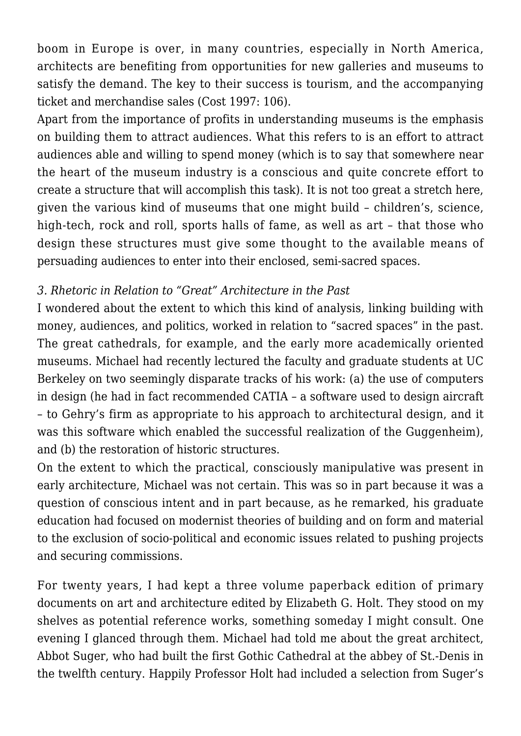boom in Europe is over, in many countries, especially in North America, architects are benefiting from opportunities for new galleries and museums to satisfy the demand. The key to their success is tourism, and the accompanying ticket and merchandise sales (Cost 1997: 106).

Apart from the importance of profits in understanding museums is the emphasis on building them to attract audiences. What this refers to is an effort to attract audiences able and willing to spend money (which is to say that somewhere near the heart of the museum industry is a conscious and quite concrete effort to create a structure that will accomplish this task). It is not too great a stretch here, given the various kind of museums that one might build – children's, science, high-tech, rock and roll, sports halls of fame, as well as art – that those who design these structures must give some thought to the available means of persuading audiences to enter into their enclosed, semi-sacred spaces.

*3. Rhetoric in Relation to "Great" Architecture in the Past*

I wondered about the extent to which this kind of analysis, linking building with money, audiences, and politics, worked in relation to "sacred spaces" in the past. The great cathedrals, for example, and the early more academically oriented museums. Michael had recently lectured the faculty and graduate students at UC Berkeley on two seemingly disparate tracks of his work: (a) the use of computers in design (he had in fact recommended CATIA – a software used to design aircraft – to Gehry's firm as appropriate to his approach to architectural design, and it was this software which enabled the successful realization of the Guggenheim), and (b) the restoration of historic structures.

On the extent to which the practical, consciously manipulative was present in early architecture, Michael was not certain. This was so in part because it was a question of conscious intent and in part because, as he remarked, his graduate education had focused on modernist theories of building and on form and material to the exclusion of socio-political and economic issues related to pushing projects and securing commissions.

For twenty years, I had kept a three volume paperback edition of primary documents on art and architecture edited by Elizabeth G. Holt. They stood on my shelves as potential reference works, something someday I might consult. One evening I glanced through them. Michael had told me about the great architect, Abbot Suger, who had built the first Gothic Cathedral at the abbey of St.-Denis in the twelfth century. Happily Professor Holt had included a selection from Suger's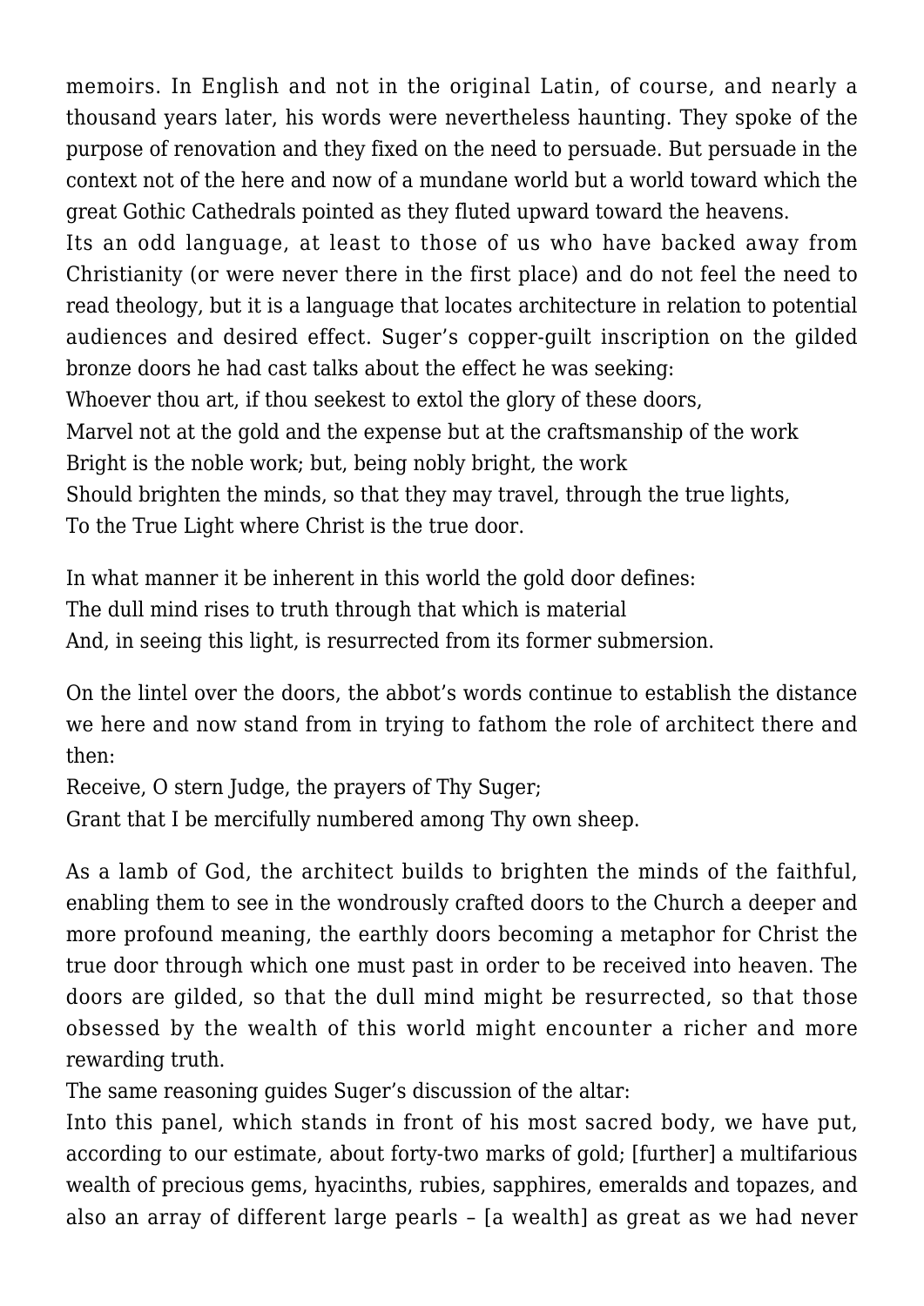memoirs. In English and not in the original Latin, of course, and nearly a thousand years later, his words were nevertheless haunting. They spoke of the purpose of renovation and they fixed on the need to persuade. But persuade in the context not of the here and now of a mundane world but a world toward which the great Gothic Cathedrals pointed as they fluted upward toward the heavens.

Its an odd language, at least to those of us who have backed away from Christianity (or were never there in the first place) and do not feel the need to read theology, but it is a language that locates architecture in relation to potential audiences and desired effect. Suger's copper-guilt inscription on the gilded bronze doors he had cast talks about the effect he was seeking:

Whoever thou art, if thou seekest to extol the glory of these doors,
Marvel not at the gold and the expense but at the craftsmanship of the work
Bright is the noble work; but, being nobly bright, the work
Should brighten the minds, so that they may travel, through the true lights,
To the True Light where Christ is the true door.

In what manner it be inherent in this world the gold door defines:
The dull mind rises to truth through that which is material
And, in seeing this light, is resurrected from its former submersion.

On the lintel over the doors, the abbot's words continue to establish the distance we here and now stand from in trying to fathom the role of architect there and then:

Receive, O stern Judge, the prayers of Thy Suger;
Grant that I be mercifully numbered among Thy own sheep.

As a lamb of God, the architect builds to brighten the minds of the faithful, enabling them to see in the wondrously crafted doors to the Church a deeper and more profound meaning, the earthly doors becoming a metaphor for Christ the true door through which one must past in order to be received into heaven. The doors are gilded, so that the dull mind might be resurrected, so that those obsessed by the wealth of this world might encounter a richer and more rewarding truth.

The same reasoning guides Suger's discussion of the altar:

Into this panel, which stands in front of his most sacred body, we have put, according to our estimate, about forty-two marks of gold; [further] a multifarious wealth of precious gems, hyacinths, rubies, sapphires, emeralds and topazes, and also an array of different large pearls – [a wealth] as great as we had never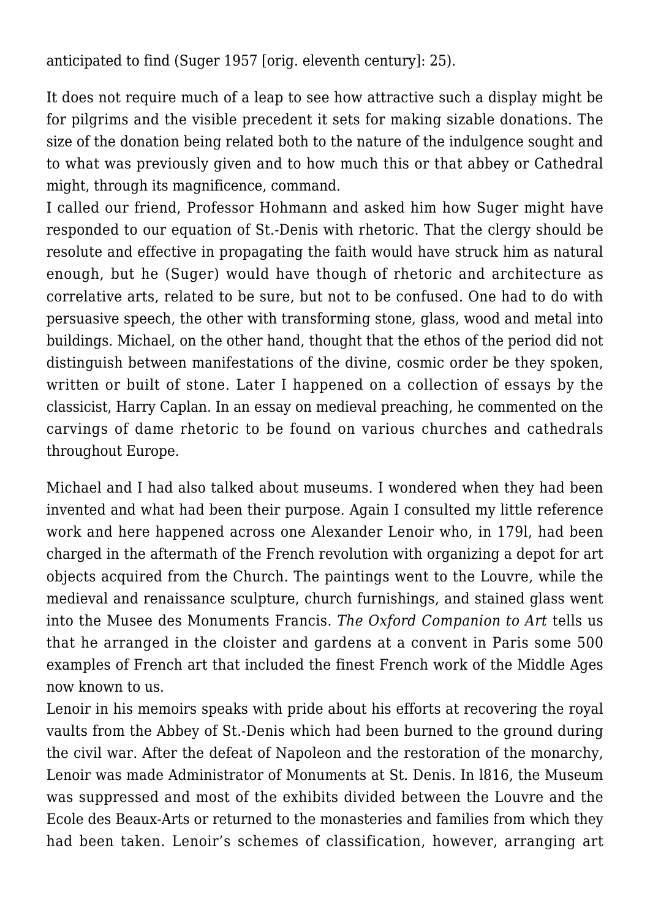anticipated to find (Suger 1957 [orig. eleventh century]: 25).

It does not require much of a leap to see how attractive such a display might be for pilgrims and the visible precedent it sets for making sizable donations. The size of the donation being related both to the nature of the indulgence sought and to what was previously given and to how much this or that abbey or Cathedral might, through its magnificence, command.
I called our friend, Professor Hohmann and asked him how Suger might have responded to our equation of St.-Denis with rhetoric. That the clergy should be resolute and effective in propagating the faith would have struck him as natural enough, but he (Suger) would have though of rhetoric and architecture as correlative arts, related to be sure, but not to be confused. One had to do with persuasive speech, the other with transforming stone, glass, wood and metal into buildings. Michael, on the other hand, thought that the ethos of the period did not distinguish between manifestations of the divine, cosmic order be they spoken, written or built of stone. Later I happened on a collection of essays by the classicist, Harry Caplan. In an essay on medieval preaching, he commented on the carvings of dame rhetoric to be found on various churches and cathedrals throughout Europe.

Michael and I had also talked about museums. I wondered when they had been invented and what had been their purpose. Again I consulted my little reference work and here happened across one Alexander Lenoir who, in 179l, had been charged in the aftermath of the French revolution with organizing a depot for art objects acquired from the Church. The paintings went to the Louvre, while the medieval and renaissance sculpture, church furnishings, and stained glass went into the Musee des Monuments Francis. *The Oxford Companion to Art* tells us that he arranged in the cloister and gardens at a convent in Paris some 500 examples of French art that included the finest French work of the Middle Ages now known to us.
Lenoir in his memoirs speaks with pride about his efforts at recovering the royal vaults from the Abbey of St.-Denis which had been burned to the ground during the civil war. After the defeat of Napoleon and the restoration of the monarchy, Lenoir was made Administrator of Monuments at St. Denis. In l816, the Museum was suppressed and most of the exhibits divided between the Louvre and the Ecole des Beaux-Arts or returned to the monasteries and families from which they had been taken. Lenoir's schemes of classification, however, arranging art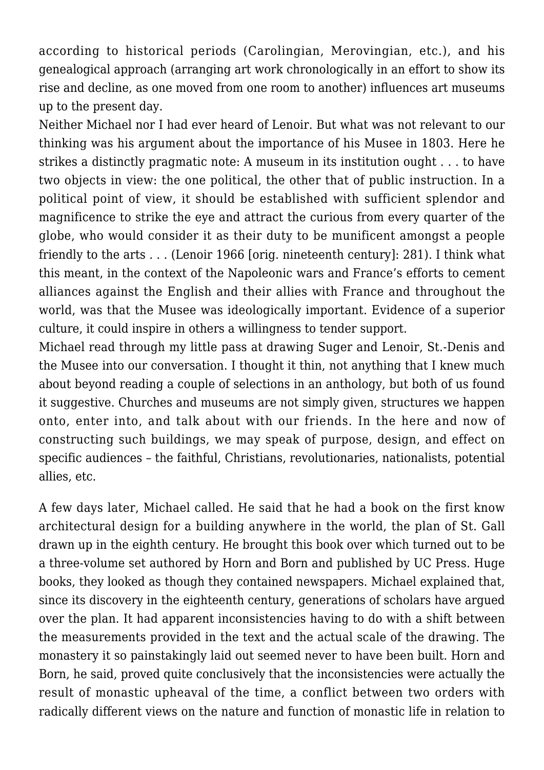according to historical periods (Carolingian, Merovingian, etc.), and his genealogical approach (arranging art work chronologically in an effort to show its rise and decline, as one moved from one room to another) influences art museums up to the present day.

Neither Michael nor I had ever heard of Lenoir. But what was not relevant to our thinking was his argument about the importance of his Musee in 1803. Here he strikes a distinctly pragmatic note: A museum in its institution ought . . . to have two objects in view: the one political, the other that of public instruction. In a political point of view, it should be established with sufficient splendor and magnificence to strike the eye and attract the curious from every quarter of the globe, who would consider it as their duty to be munificent amongst a people friendly to the arts . . . (Lenoir 1966 [orig. nineteenth century]: 281). I think what this meant, in the context of the Napoleonic wars and France's efforts to cement alliances against the English and their allies with France and throughout the world, was that the Musee was ideologically important. Evidence of a superior culture, it could inspire in others a willingness to tender support.

Michael read through my little pass at drawing Suger and Lenoir, St.-Denis and the Musee into our conversation. I thought it thin, not anything that I knew much about beyond reading a couple of selections in an anthology, but both of us found it suggestive. Churches and museums are not simply given, structures we happen onto, enter into, and talk about with our friends. In the here and now of constructing such buildings, we may speak of purpose, design, and effect on specific audiences – the faithful, Christians, revolutionaries, nationalists, potential allies, etc.

A few days later, Michael called. He said that he had a book on the first know architectural design for a building anywhere in the world, the plan of St. Gall drawn up in the eighth century. He brought this book over which turned out to be a three-volume set authored by Horn and Born and published by UC Press. Huge books, they looked as though they contained newspapers. Michael explained that, since its discovery in the eighteenth century, generations of scholars have argued over the plan. It had apparent inconsistencies having to do with a shift between the measurements provided in the text and the actual scale of the drawing. The monastery it so painstakingly laid out seemed never to have been built. Horn and Born, he said, proved quite conclusively that the inconsistencies were actually the result of monastic upheaval of the time, a conflict between two orders with radically different views on the nature and function of monastic life in relation to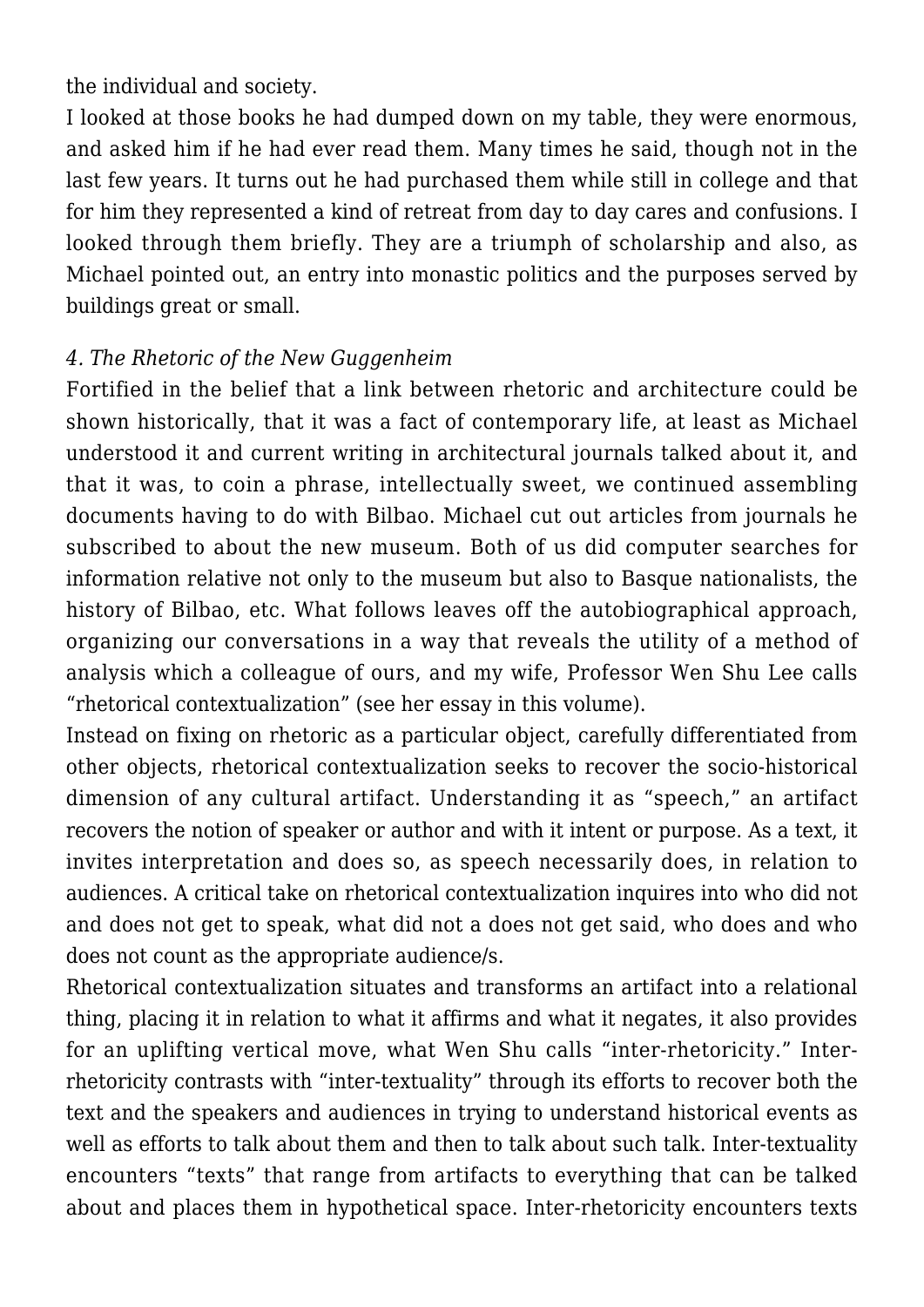the individual and society.

I looked at those books he had dumped down on my table, they were enormous, and asked him if he had ever read them. Many times he said, though not in the last few years. It turns out he had purchased them while still in college and that for him they represented a kind of retreat from day to day cares and confusions. I looked through them briefly. They are a triumph of scholarship and also, as Michael pointed out, an entry into monastic politics and the purposes served by buildings great or small.

*4. The Rhetoric of the New Guggenheim*

Fortified in the belief that a link between rhetoric and architecture could be shown historically, that it was a fact of contemporary life, at least as Michael understood it and current writing in architectural journals talked about it, and that it was, to coin a phrase, intellectually sweet, we continued assembling documents having to do with Bilbao. Michael cut out articles from journals he subscribed to about the new museum. Both of us did computer searches for information relative not only to the museum but also to Basque nationalists, the history of Bilbao, etc. What follows leaves off the autobiographical approach, organizing our conversations in a way that reveals the utility of a method of analysis which a colleague of ours, and my wife, Professor Wen Shu Lee calls "rhetorical contextualization" (see her essay in this volume).

Instead on fixing on rhetoric as a particular object, carefully differentiated from other objects, rhetorical contextualization seeks to recover the socio-historical dimension of any cultural artifact. Understanding it as "speech," an artifact recovers the notion of speaker or author and with it intent or purpose. As a text, it invites interpretation and does so, as speech necessarily does, in relation to audiences. A critical take on rhetorical contextualization inquires into who did not and does not get to speak, what did not a does not get said, who does and who does not count as the appropriate audience/s.

Rhetorical contextualization situates and transforms an artifact into a relational thing, placing it in relation to what it affirms and what it negates, it also provides for an uplifting vertical move, what Wen Shu calls "inter-rhetoricity." Inter-rhetoricity contrasts with "inter-textuality" through its efforts to recover both the text and the speakers and audiences in trying to understand historical events as well as efforts to talk about them and then to talk about such talk. Inter-textuality encounters "texts" that range from artifacts to everything that can be talked about and places them in hypothetical space. Inter-rhetoricity encounters texts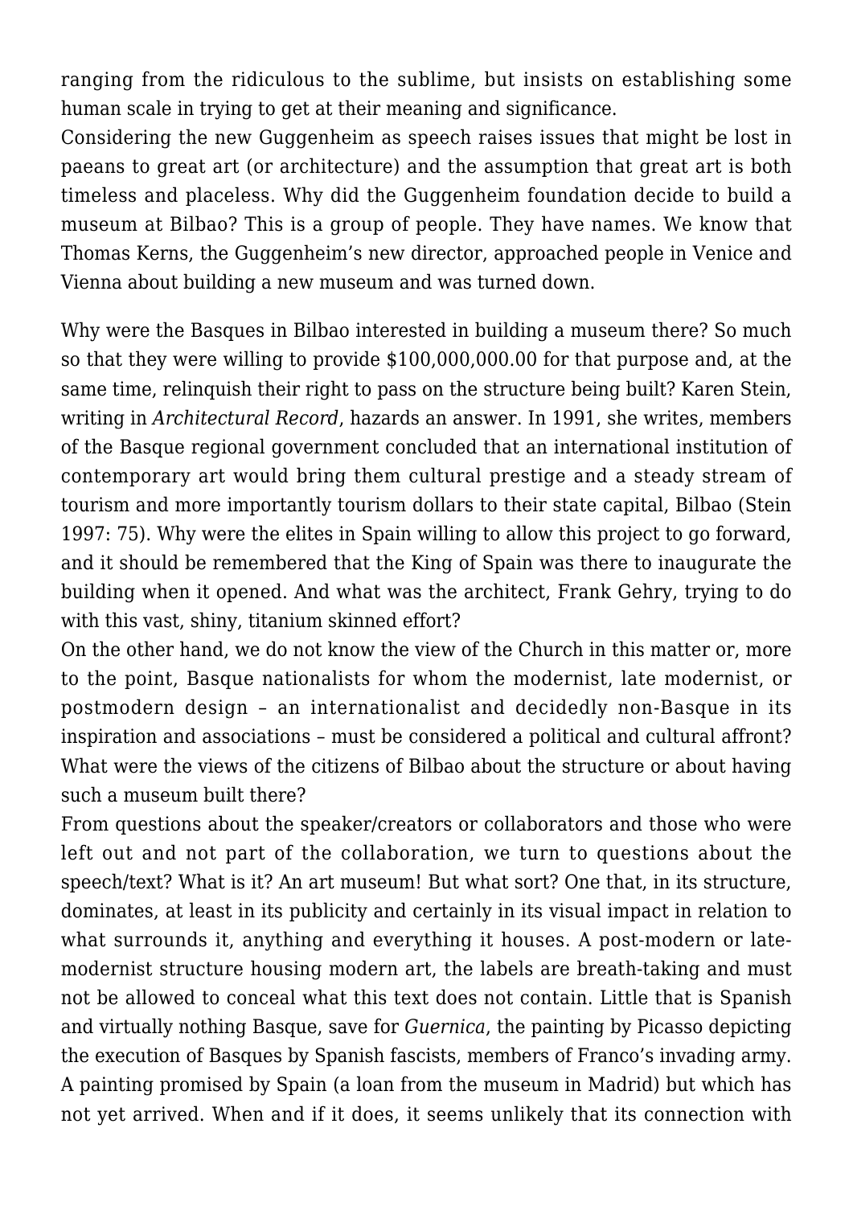ranging from the ridiculous to the sublime, but insists on establishing some human scale in trying to get at their meaning and significance.

Considering the new Guggenheim as speech raises issues that might be lost in paeans to great art (or architecture) and the assumption that great art is both timeless and placeless. Why did the Guggenheim foundation decide to build a museum at Bilbao? This is a group of people. They have names. We know that Thomas Kerns, the Guggenheim's new director, approached people in Venice and Vienna about building a new museum and was turned down.

Why were the Basques in Bilbao interested in building a museum there? So much so that they were willing to provide $100,000,000.00 for that purpose and, at the same time, relinquish their right to pass on the structure being built? Karen Stein, writing in *Architectural Record*, hazards an answer. In 1991, she writes, members of the Basque regional government concluded that an international institution of contemporary art would bring them cultural prestige and a steady stream of tourism and more importantly tourism dollars to their state capital, Bilbao (Stein 1997: 75). Why were the elites in Spain willing to allow this project to go forward, and it should be remembered that the King of Spain was there to inaugurate the building when it opened. And what was the architect, Frank Gehry, trying to do with this vast, shiny, titanium skinned effort?

On the other hand, we do not know the view of the Church in this matter or, more to the point, Basque nationalists for whom the modernist, late modernist, or postmodern design – an internationalist and decidedly non-Basque in its inspiration and associations – must be considered a political and cultural affront? What were the views of the citizens of Bilbao about the structure or about having such a museum built there?

From questions about the speaker/creators or collaborators and those who were left out and not part of the collaboration, we turn to questions about the speech/text? What is it? An art museum! But what sort? One that, in its structure, dominates, at least in its publicity and certainly in its visual impact in relation to what surrounds it, anything and everything it houses. A post-modern or late-modernist structure housing modern art, the labels are breath-taking and must not be allowed to conceal what this text does not contain. Little that is Spanish and virtually nothing Basque, save for *Guernica*, the painting by Picasso depicting the execution of Basques by Spanish fascists, members of Franco's invading army. A painting promised by Spain (a loan from the museum in Madrid) but which has not yet arrived. When and if it does, it seems unlikely that its connection with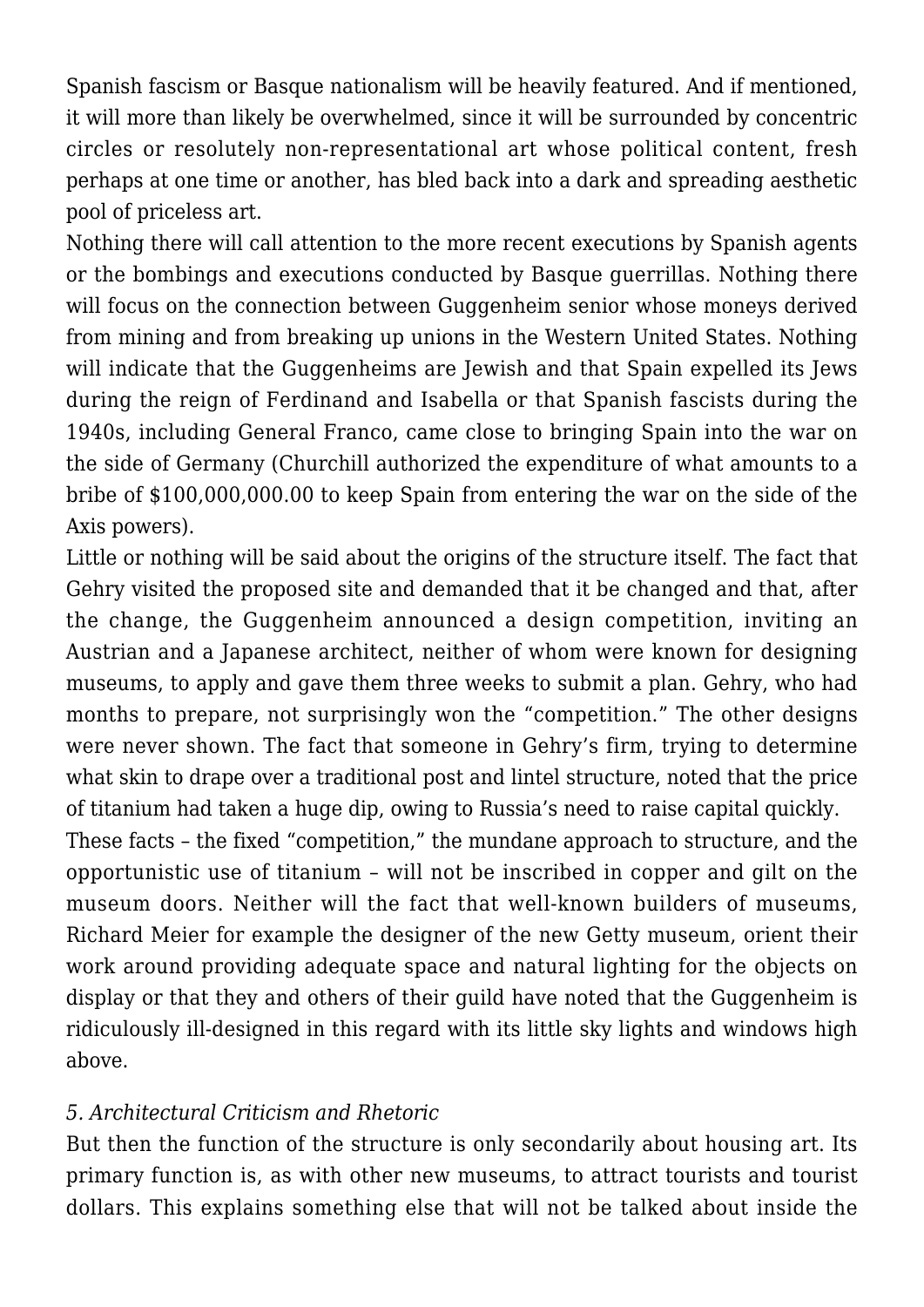Spanish fascism or Basque nationalism will be heavily featured. And if mentioned, it will more than likely be overwhelmed, since it will be surrounded by concentric circles or resolutely non-representational art whose political content, fresh perhaps at one time or another, has bled back into a dark and spreading aesthetic pool of priceless art.

Nothing there will call attention to the more recent executions by Spanish agents or the bombings and executions conducted by Basque guerrillas. Nothing there will focus on the connection between Guggenheim senior whose moneys derived from mining and from breaking up unions in the Western United States. Nothing will indicate that the Guggenheims are Jewish and that Spain expelled its Jews during the reign of Ferdinand and Isabella or that Spanish fascists during the 1940s, including General Franco, came close to bringing Spain into the war on the side of Germany (Churchill authorized the expenditure of what amounts to a bribe of $100,000,000.00 to keep Spain from entering the war on the side of the Axis powers).

Little or nothing will be said about the origins of the structure itself. The fact that Gehry visited the proposed site and demanded that it be changed and that, after the change, the Guggenheim announced a design competition, inviting an Austrian and a Japanese architect, neither of whom were known for designing museums, to apply and gave them three weeks to submit a plan. Gehry, who had months to prepare, not surprisingly won the "competition." The other designs were never shown. The fact that someone in Gehry's firm, trying to determine what skin to drape over a traditional post and lintel structure, noted that the price of titanium had taken a huge dip, owing to Russia's need to raise capital quickly.

These facts – the fixed "competition," the mundane approach to structure, and the opportunistic use of titanium – will not be inscribed in copper and gilt on the museum doors. Neither will the fact that well-known builders of museums, Richard Meier for example the designer of the new Getty museum, orient their work around providing adequate space and natural lighting for the objects on display or that they and others of their guild have noted that the Guggenheim is ridiculously ill-designed in this regard with its little sky lights and windows high above.

### *5. Architectural Criticism and Rhetoric*

But then the function of the structure is only secondarily about housing art. Its primary function is, as with other new museums, to attract tourists and tourist dollars. This explains something else that will not be talked about inside the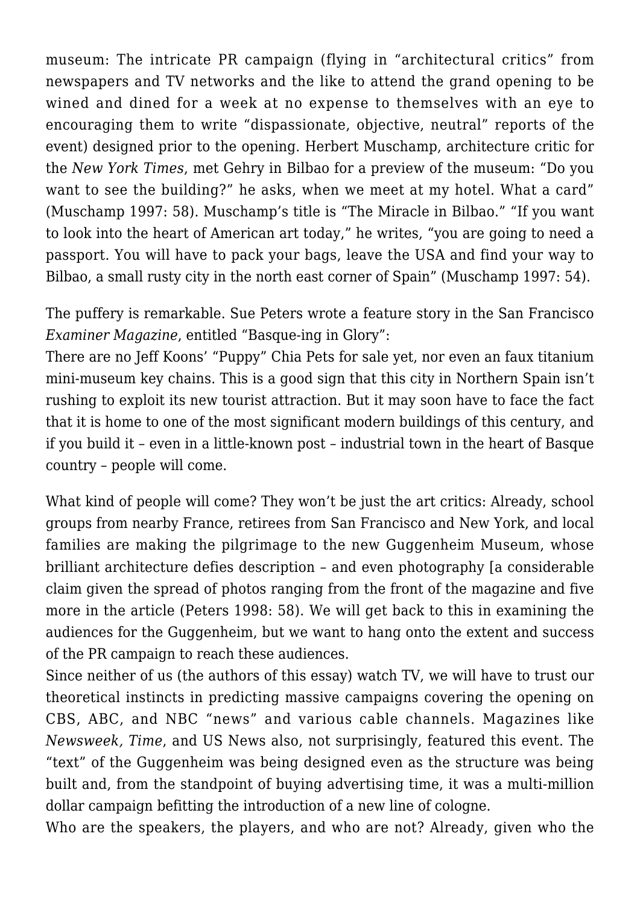museum: The intricate PR campaign (flying in "architectural critics" from newspapers and TV networks and the like to attend the grand opening to be wined and dined for a week at no expense to themselves with an eye to encouraging them to write "dispassionate, objective, neutral" reports of the event) designed prior to the opening. Herbert Muschamp, architecture critic for the *New York Times*, met Gehry in Bilbao for a preview of the museum: "Do you want to see the building?" he asks, when we meet at my hotel. What a card" (Muschamp 1997: 58). Muschamp's title is "The Miracle in Bilbao." "If you want to look into the heart of American art today," he writes, "you are going to need a passport. You will have to pack your bags, leave the USA and find your way to Bilbao, a small rusty city in the north east corner of Spain" (Muschamp 1997: 54).

The puffery is remarkable. Sue Peters wrote a feature story in the San Francisco *Examiner Magazine*, entitled "Basque-ing in Glory":

There are no Jeff Koons' "Puppy" Chia Pets for sale yet, nor even an faux titanium mini-museum key chains. This is a good sign that this city in Northern Spain isn't rushing to exploit its new tourist attraction. But it may soon have to face the fact that it is home to one of the most significant modern buildings of this century, and if you build it – even in a little-known post – industrial town in the heart of Basque country – people will come.

What kind of people will come? They won't be just the art critics: Already, school groups from nearby France, retirees from San Francisco and New York, and local families are making the pilgrimage to the new Guggenheim Museum, whose brilliant architecture defies description – and even photography [a considerable claim given the spread of photos ranging from the front of the magazine and five more in the article (Peters 1998: 58). We will get back to this in examining the audiences for the Guggenheim, but we want to hang onto the extent and success of the PR campaign to reach these audiences.

Since neither of us (the authors of this essay) watch TV, we will have to trust our theoretical instincts in predicting massive campaigns covering the opening on CBS, ABC, and NBC "news" and various cable channels. Magazines like *Newsweek, Time*, and US News also, not surprisingly, featured this event. The "text" of the Guggenheim was being designed even as the structure was being built and, from the standpoint of buying advertising time, it was a multi-million dollar campaign befitting the introduction of a new line of cologne.

Who are the speakers, the players, and who are not? Already, given who the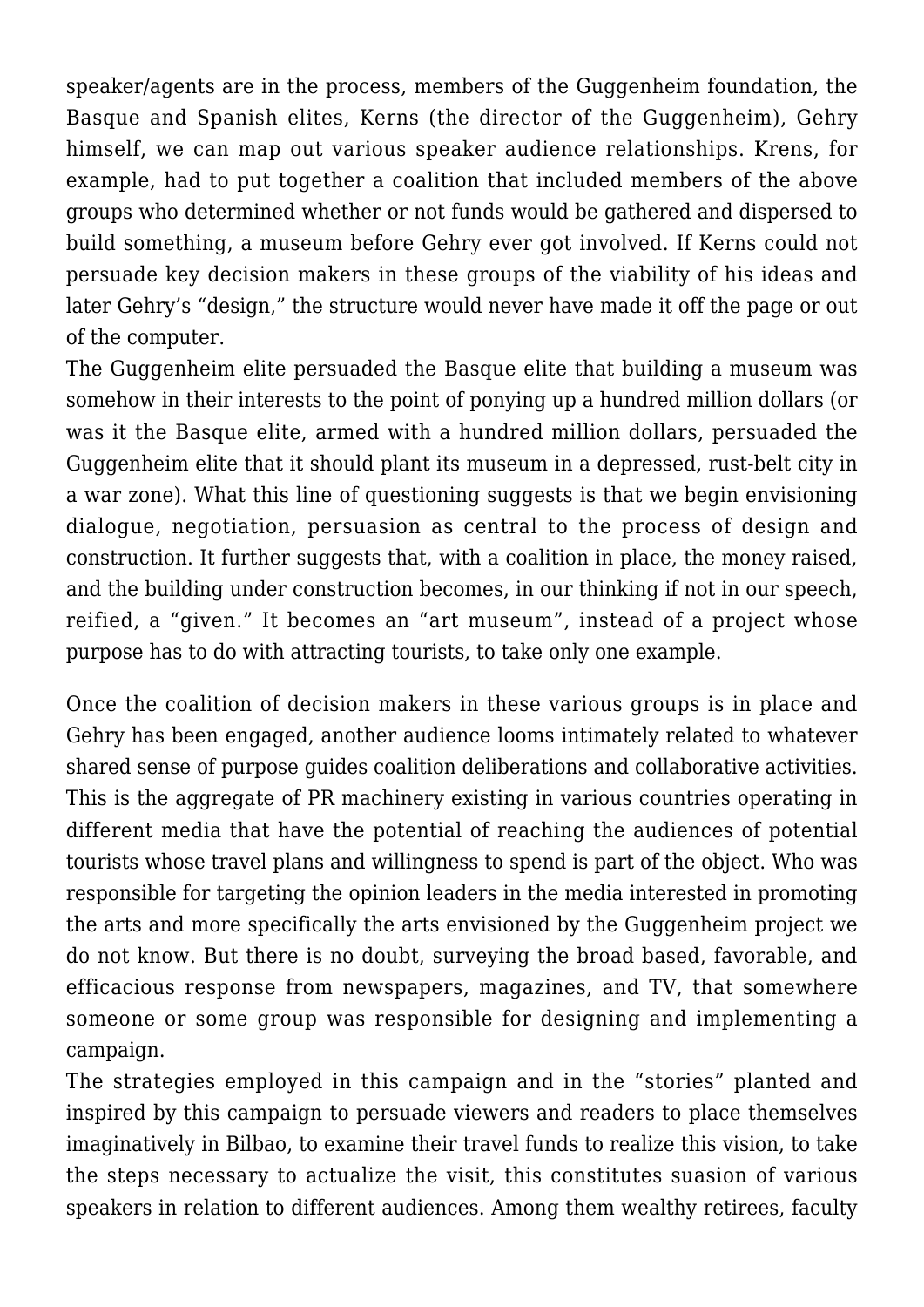speaker/agents are in the process, members of the Guggenheim foundation, the Basque and Spanish elites, Kerns (the director of the Guggenheim), Gehry himself, we can map out various speaker audience relationships. Krens, for example, had to put together a coalition that included members of the above groups who determined whether or not funds would be gathered and dispersed to build something, a museum before Gehry ever got involved. If Kerns could not persuade key decision makers in these groups of the viability of his ideas and later Gehry's "design," the structure would never have made it off the page or out of the computer.

The Guggenheim elite persuaded the Basque elite that building a museum was somehow in their interests to the point of ponying up a hundred million dollars (or was it the Basque elite, armed with a hundred million dollars, persuaded the Guggenheim elite that it should plant its museum in a depressed, rust-belt city in a war zone). What this line of questioning suggests is that we begin envisioning dialogue, negotiation, persuasion as central to the process of design and construction. It further suggests that, with a coalition in place, the money raised, and the building under construction becomes, in our thinking if not in our speech, reified, a "given." It becomes an "art museum", instead of a project whose purpose has to do with attracting tourists, to take only one example.

Once the coalition of decision makers in these various groups is in place and Gehry has been engaged, another audience looms intimately related to whatever shared sense of purpose guides coalition deliberations and collaborative activities. This is the aggregate of PR machinery existing in various countries operating in different media that have the potential of reaching the audiences of potential tourists whose travel plans and willingness to spend is part of the object. Who was responsible for targeting the opinion leaders in the media interested in promoting the arts and more specifically the arts envisioned by the Guggenheim project we do not know. But there is no doubt, surveying the broad based, favorable, and efficacious response from newspapers, magazines, and TV, that somewhere someone or some group was responsible for designing and implementing a campaign.

The strategies employed in this campaign and in the "stories" planted and inspired by this campaign to persuade viewers and readers to place themselves imaginatively in Bilbao, to examine their travel funds to realize this vision, to take the steps necessary to actualize the visit, this constitutes suasion of various speakers in relation to different audiences. Among them wealthy retirees, faculty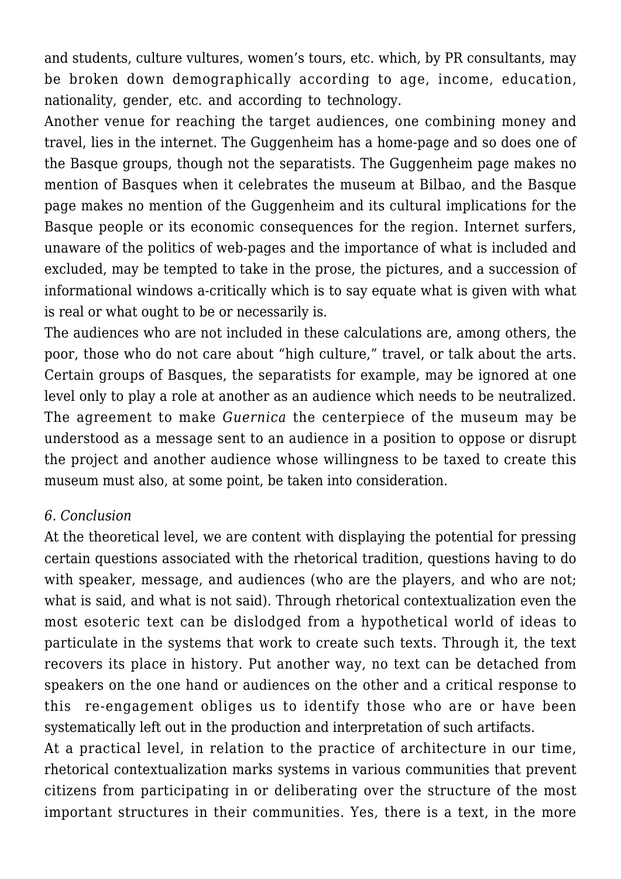and students, culture vultures, women's tours, etc. which, by PR consultants, may be broken down demographically according to age, income, education, nationality, gender, etc. and according to technology.

Another venue for reaching the target audiences, one combining money and travel, lies in the internet. The Guggenheim has a home-page and so does one of the Basque groups, though not the separatists. The Guggenheim page makes no mention of Basques when it celebrates the museum at Bilbao, and the Basque page makes no mention of the Guggenheim and its cultural implications for the Basque people or its economic consequences for the region. Internet surfers, unaware of the politics of web-pages and the importance of what is included and excluded, may be tempted to take in the prose, the pictures, and a succession of informational windows a-critically which is to say equate what is given with what is real or what ought to be or necessarily is.

The audiences who are not included in these calculations are, among others, the poor, those who do not care about "high culture," travel, or talk about the arts. Certain groups of Basques, the separatists for example, may be ignored at one level only to play a role at another as an audience which needs to be neutralized. The agreement to make *Guernica* the centerpiece of the museum may be understood as a message sent to an audience in a position to oppose or disrupt the project and another audience whose willingness to be taxed to create this museum must also, at some point, be taken into consideration.

*6. Conclusion*

At the theoretical level, we are content with displaying the potential for pressing certain questions associated with the rhetorical tradition, questions having to do with speaker, message, and audiences (who are the players, and who are not; what is said, and what is not said). Through rhetorical contextualization even the most esoteric text can be dislodged from a hypothetical world of ideas to particulate in the systems that work to create such texts. Through it, the text recovers its place in history. Put another way, no text can be detached from speakers on the one hand or audiences on the other and a critical response to this re-engagement obliges us to identify those who are or have been systematically left out in the production and interpretation of such artifacts.

At a practical level, in relation to the practice of architecture in our time, rhetorical contextualization marks systems in various communities that prevent citizens from participating in or deliberating over the structure of the most important structures in their communities. Yes, there is a text, in the more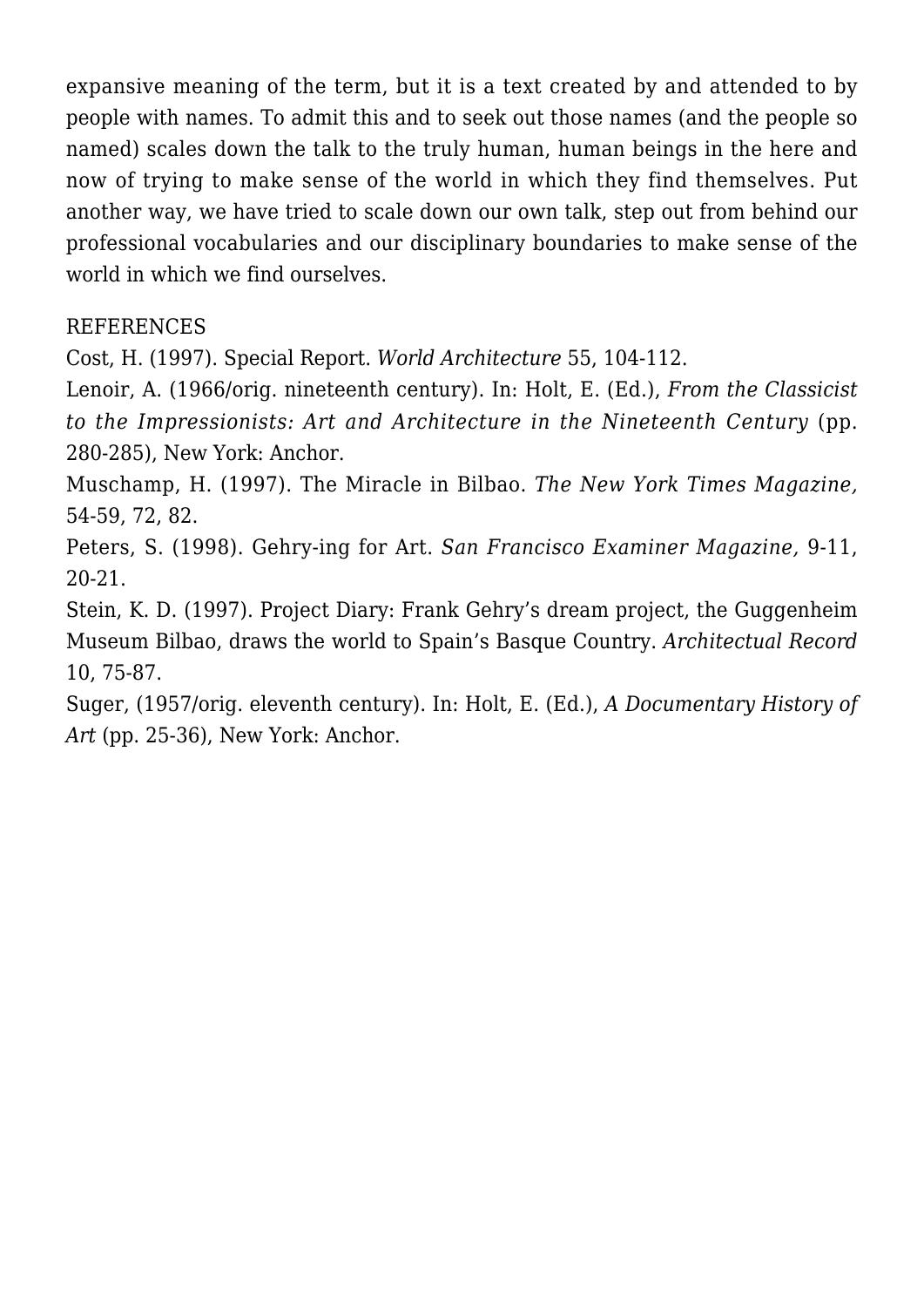expansive meaning of the term, but it is a text created by and attended to by people with names. To admit this and to seek out those names (and the people so named) scales down the talk to the truly human, human beings in the here and now of trying to make sense of the world in which they find themselves. Put another way, we have tried to scale down our own talk, step out from behind our professional vocabularies and our disciplinary boundaries to make sense of the world in which we find ourselves.

REFERENCES

Cost, H. (1997). Special Report. *World Architecture* 55, 104-112.

Lenoir, A. (1966/orig. nineteenth century). In: Holt, E. (Ed.), *From the Classicist to the Impressionists: Art and Architecture in the Nineteenth Century* (pp. 280-285), New York: Anchor.

Muschamp, H. (1997). The Miracle in Bilbao. *The New York Times Magazine,* 54-59, 72, 82.

Peters, S. (1998). Gehry-ing for Art. *San Francisco Examiner Magazine,* 9-11, 20-21.

Stein, K. D. (1997). Project Diary: Frank Gehry's dream project, the Guggenheim Museum Bilbao, draws the world to Spain's Basque Country. *Architectual Record* 10, 75-87.

Suger, (1957/orig. eleventh century). In: Holt, E. (Ed.), *A Documentary History of Art* (pp. 25-36), New York: Anchor.